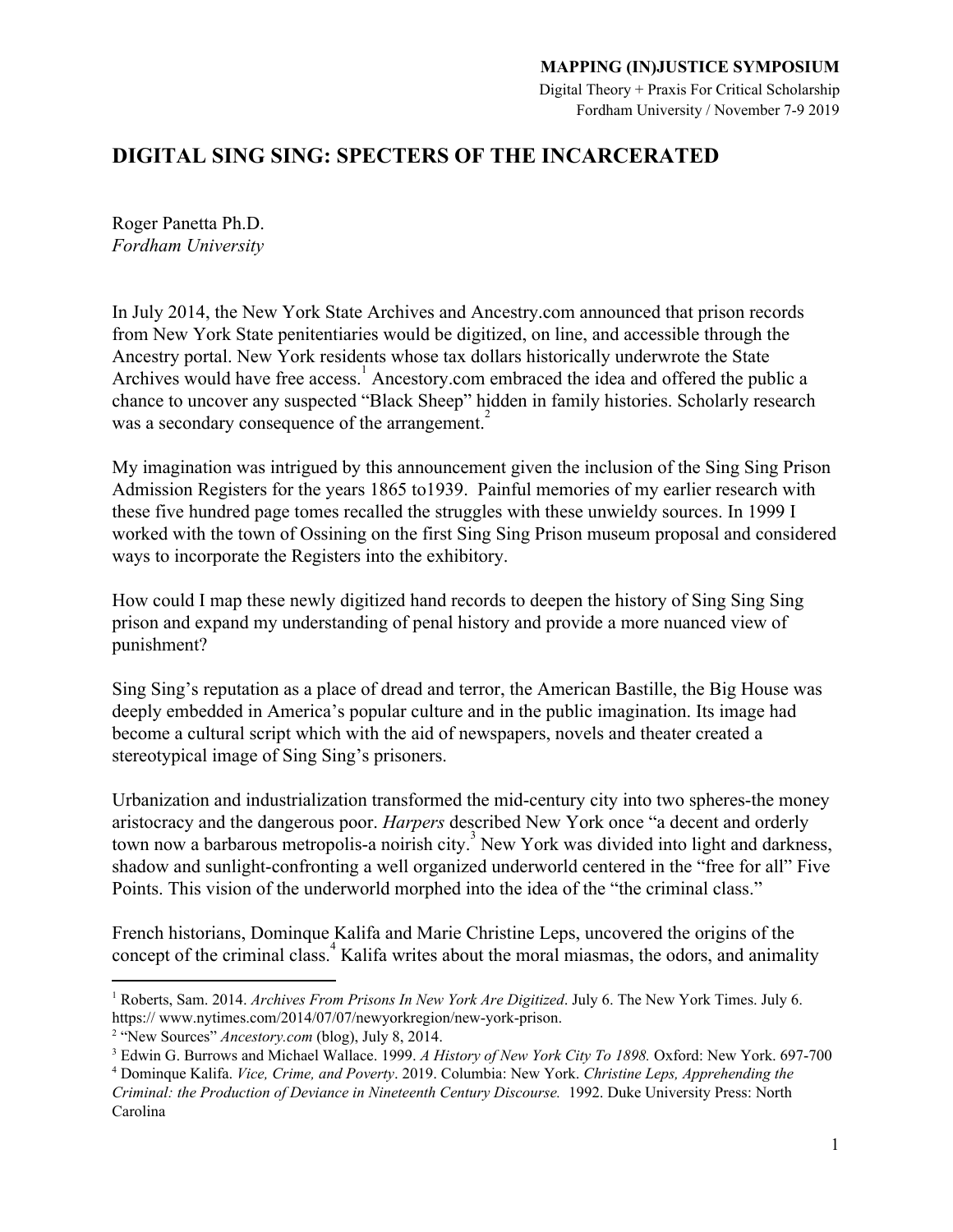**MAPPING (IN)JUSTICE SYMPOSIUM**

Digital Theory + Praxis For Critical Scholarship
Fordham University / November 7-9 2019

## DIGITAL SING SING: SPECTERS OF THE INCARCERATED

Roger Panetta Ph.D.
*Fordham University*

In July 2014, the New York State Archives and Ancestry.com announced that prison records from New York State penitentiaries would be digitized, on line, and accessible through the Ancestry portal. New York residents whose tax dollars historically underwrote the State Archives would have free access.[1] Ancestory.com embraced the idea and offered the public a chance to uncover any suspected "Black Sheep" hidden in family histories. Scholarly research was a secondary consequence of the arrangement.[2]

My imagination was intrigued by this announcement given the inclusion of the Sing Sing Prison Admission Registers for the years 1865 to1939. Painful memories of my earlier research with these five hundred page tomes recalled the struggles with these unwieldy sources. In 1999 I worked with the town of Ossining on the first Sing Sing Prison museum proposal and considered ways to incorporate the Registers into the exhibitory.

How could I map these newly digitized hand records to deepen the history of Sing Sing Sing prison and expand my understanding of penal history and provide a more nuanced view of punishment?

Sing Sing's reputation as a place of dread and terror, the American Bastille, the Big House was deeply embedded in America's popular culture and in the public imagination. Its image had become a cultural script which with the aid of newspapers, novels and theater created a stereotypical image of Sing Sing's prisoners.

Urbanization and industrialization transformed the mid-century city into two spheres-the money aristocracy and the dangerous poor. *Harpers* described New York once "a decent and orderly town now a barbarous metropolis-a noirish city.[3] New York was divided into light and darkness, shadow and sunlight-confronting a well organized underworld centered in the "free for all" Five Points. This vision of the underworld morphed into the idea of the "the criminal class."

French historians, Dominque Kalifa and Marie Christine Leps, uncovered the origins of the concept of the criminal class.[4] Kalifa writes about the moral miasmas, the odors, and animality

---

[1] Roberts, Sam. 2014. *Archives From Prisons In New York Are Digitized*. July 6. The New York Times. July 6. https:// www.nytimes.com/2014/07/07/newyorkregion/new-york-prison.

[2] "New Sources" *Ancestory.com* (blog), July 8, 2014.

[3] Edwin G. Burrows and Michael Wallace. 1999. *A History of New York City To 1898.* Oxford: New York. 697-700

[4] Dominque Kalifa. *Vice, Crime, and Poverty*. 2019. Columbia: New York. *Christine Leps, Apprehending the Criminal: the Production of Deviance in Nineteenth Century Discourse.* 1992. Duke University Press: North Carolina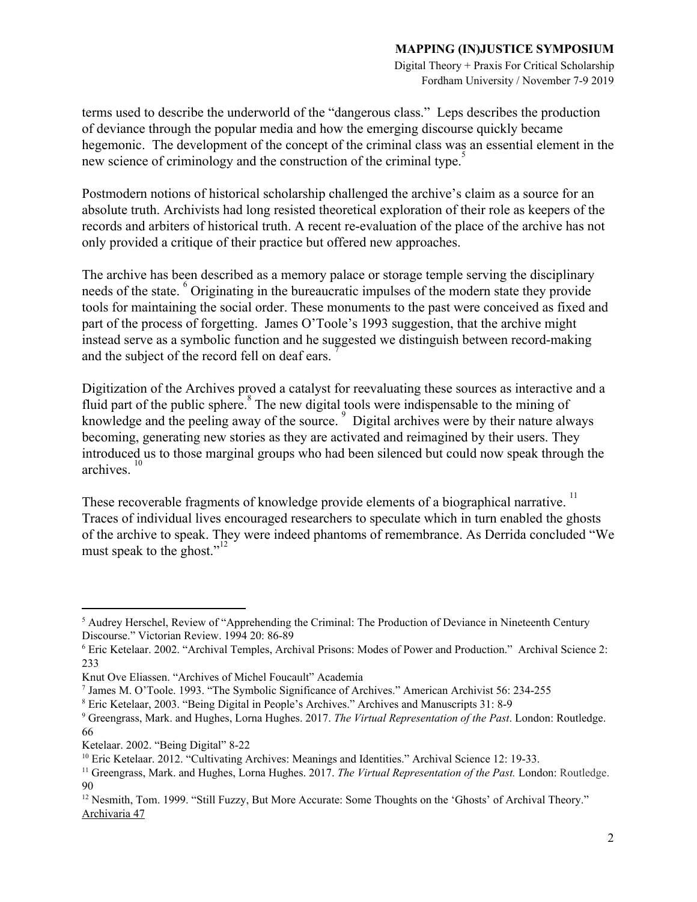terms used to describe the underworld of the "dangerous class." Leps describes the production of deviance through the popular media and how the emerging discourse quickly became hegemonic. The development of the concept of the criminal class was an essential element in the new science of criminology and the construction of the criminal type.[5]

Postmodern notions of historical scholarship challenged the archive's claim as a source for an absolute truth. Archivists had long resisted theoretical exploration of their role as keepers of the records and arbiters of historical truth. A recent re-evaluation of the place of the archive has not only provided a critique of their practice but offered new approaches.

The archive has been described as a memory palace or storage temple serving the disciplinary needs of the state. [6] Originating in the bureaucratic impulses of the modern state they provide tools for maintaining the social order. These monuments to the past were conceived as fixed and part of the process of forgetting. James O'Toole's 1993 suggestion, that the archive might instead serve as a symbolic function and he suggested we distinguish between record-making and the subject of the record fell on deaf ears. [7]

Digitization of the Archives proved a catalyst for reevaluating these sources as interactive and a fluid part of the public sphere.[8] The new digital tools were indispensable to the mining of knowledge and the peeling away of the source. [9] Digital archives were by their nature always becoming, generating new stories as they are activated and reimagined by their users. They introduced us to those marginal groups who had been silenced but could now speak through the archives. [10]

These recoverable fragments of knowledge provide elements of a biographical narrative. [11] Traces of individual lives encouraged researchers to speculate which in turn enabled the ghosts of the archive to speak. They were indeed phantoms of remembrance. As Derrida concluded "We must speak to the ghost."[12]

---

[5] Audrey Herschel, Review of "Apprehending the Criminal: The Production of Deviance in Nineteenth Century Discourse." Victorian Review. 1994 20: 86-89

[6] Eric Ketelaar. 2002. "Archival Temples, Archival Prisons: Modes of Power and Production." Archival Science 2: 233

Knut Ove Eliassen. "Archives of Michel Foucault" Academia

[7] James M. O'Toole. 1993. "The Symbolic Significance of Archives." American Archivist 56: 234-255

[8] Eric Ketelaar, 2003. "Being Digital in People's Archives." Archives and Manuscripts 31: 8-9

[9] Greengrass, Mark. and Hughes, Lorna Hughes. 2017. *The Virtual Representation of the Past*. London: Routledge. 66

Ketelaar. 2002. "Being Digital" 8-22

[10] Eric Ketelaar. 2012. "Cultivating Archives: Meanings and Identities." Archival Science 12: 19-33.

[11] Greengrass, Mark. and Hughes, Lorna Hughes. 2017. *The Virtual Representation of the Past.* London: Routledge. 90

[12] Nesmith, Tom. 1999. "Still Fuzzy, But More Accurate: Some Thoughts on the 'Ghosts' of Archival Theory." Archivaria 47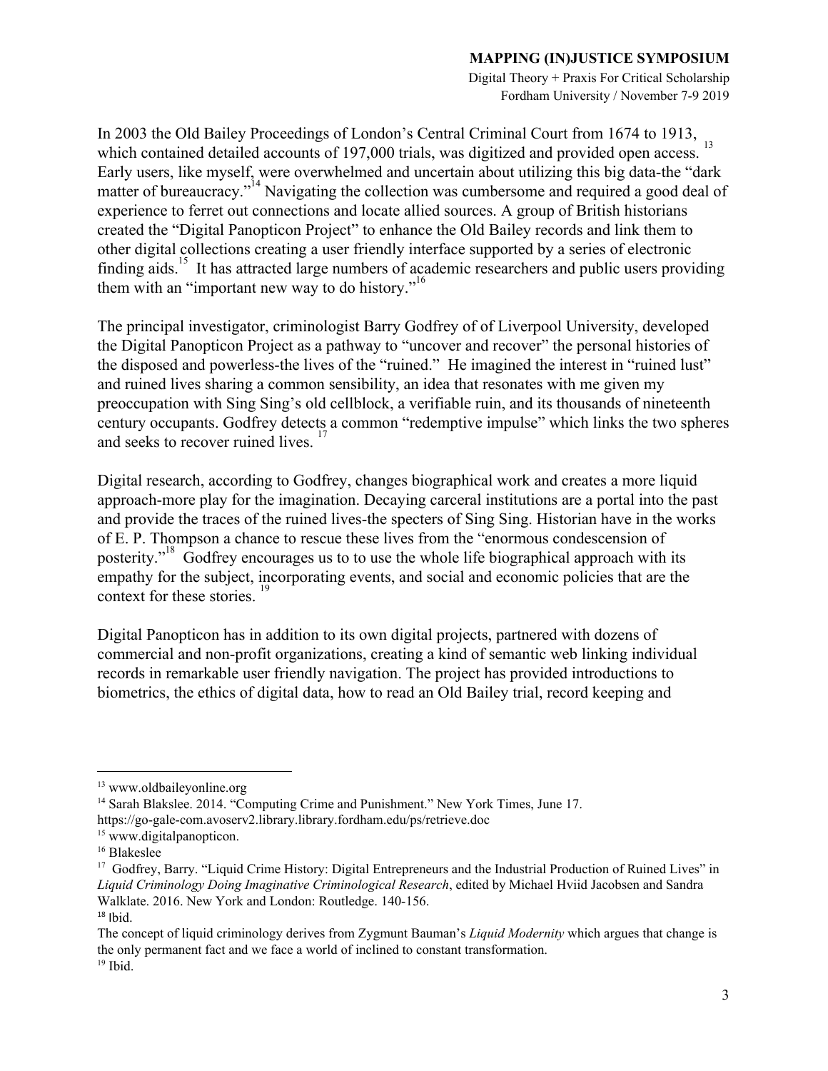In 2003 the Old Bailey Proceedings of London's Central Criminal Court from 1674 to 1913, which contained detailed accounts of 197,000 trials, was digitized and provided open access. [13] Early users, like myself, were overwhelmed and uncertain about utilizing this big data-the "dark matter of bureaucracy."[14] Navigating the collection was cumbersome and required a good deal of experience to ferret out connections and locate allied sources. A group of British historians created the "Digital Panopticon Project" to enhance the Old Bailey records and link them to other digital collections creating a user friendly interface supported by a series of electronic finding aids.[15] It has attracted large numbers of academic researchers and public users providing them with an "important new way to do history."[16]

The principal investigator, criminologist Barry Godfrey of of Liverpool University, developed the Digital Panopticon Project as a pathway to "uncover and recover" the personal histories of the disposed and powerless-the lives of the "ruined." He imagined the interest in "ruined lust" and ruined lives sharing a common sensibility, an idea that resonates with me given my preoccupation with Sing Sing's old cellblock, a verifiable ruin, and its thousands of nineteenth century occupants. Godfrey detects a common "redemptive impulse" which links the two spheres and seeks to recover ruined lives. [17]

Digital research, according to Godfrey, changes biographical work and creates a more liquid approach-more play for the imagination. Decaying carceral institutions are a portal into the past and provide the traces of the ruined lives-the specters of Sing Sing. Historian have in the works of E. P. Thompson a chance to rescue these lives from the "enormous condescension of posterity."[18] Godfrey encourages us to to use the whole life biographical approach with its empathy for the subject, incorporating events, and social and economic policies that are the context for these stories. [19]

Digital Panopticon has in addition to its own digital projects, partnered with dozens of commercial and non-profit organizations, creating a kind of semantic web linking individual records in remarkable user friendly navigation. The project has provided introductions to biometrics, the ethics of digital data, how to read an Old Bailey trial, record keeping and

---

[13] www.oldbaileyonline.org

[14] Sarah Blakslee. 2014. "Computing Crime and Punishment." New York Times, June 17. https://go-gale-com.avoserv2.library.library.fordham.edu/ps/retrieve.doc

[15] www.digitalpanopticon.

[16] Blakeslee

[17] Godfrey, Barry. "Liquid Crime History: Digital Entrepreneurs and the Industrial Production of Ruined Lives" in *Liquid Criminology Doing Imaginative Criminological Research*, edited by Michael Hviid Jacobsen and Sandra Walklate. 2016. New York and London: Routledge. 140-156.

[18] Ibid.

The concept of liquid criminology derives from Zygmunt Bauman's *Liquid Modernity* which argues that change is the only permanent fact and we face a world of inclined to constant transformation.

[19] Ibid.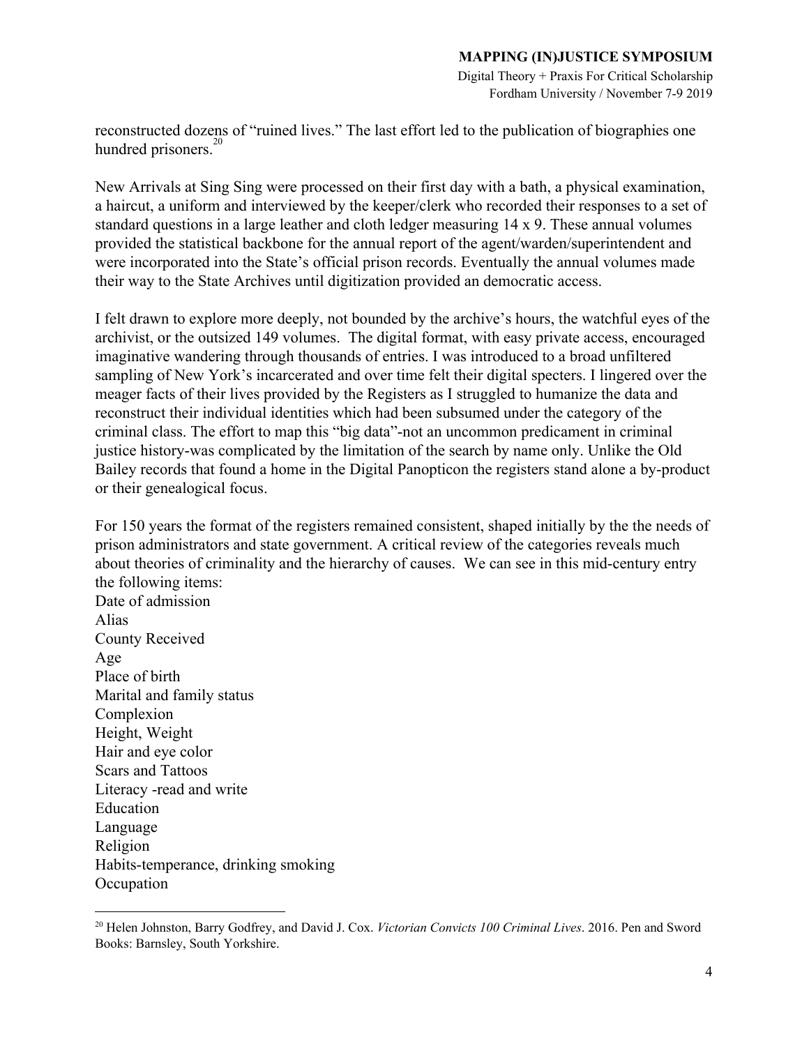reconstructed dozens of "ruined lives." The last effort led to the publication of biographies one hundred prisoners.[20]

New Arrivals at Sing Sing were processed on their first day with a bath, a physical examination, a haircut, a uniform and interviewed by the keeper/clerk who recorded their responses to a set of standard questions in a large leather and cloth ledger measuring 14 x 9. These annual volumes provided the statistical backbone for the annual report of the agent/warden/superintendent and were incorporated into the State's official prison records. Eventually the annual volumes made their way to the State Archives until digitization provided an democratic access.

I felt drawn to explore more deeply, not bounded by the archive's hours, the watchful eyes of the archivist, or the outsized 149 volumes. The digital format, with easy private access, encouraged imaginative wandering through thousands of entries. I was introduced to a broad unfiltered sampling of New York's incarcerated and over time felt their digital specters. I lingered over the meager facts of their lives provided by the Registers as I struggled to humanize the data and reconstruct their individual identities which had been subsumed under the category of the criminal class. The effort to map this "big data"-not an uncommon predicament in criminal justice history-was complicated by the limitation of the search by name only. Unlike the Old Bailey records that found a home in the Digital Panopticon the registers stand alone a by-product or their genealogical focus.

For 150 years the format of the registers remained consistent, shaped initially by the the needs of prison administrators and state government. A critical review of the categories reveals much about theories of criminality and the hierarchy of causes. We can see in this mid-century entry the following items:

Date of admission
Alias
County Received
Age
Place of birth
Marital and family status
Complexion
Height, Weight
Hair and eye color
Scars and Tattoos
Literacy -read and write
Education
Language
Religion
Habits-temperance, drinking smoking
Occupation

---

[20] Helen Johnston, Barry Godfrey, and David J. Cox. *Victorian Convicts 100 Criminal Lives*. 2016. Pen and Sword Books: Barnsley, South Yorkshire.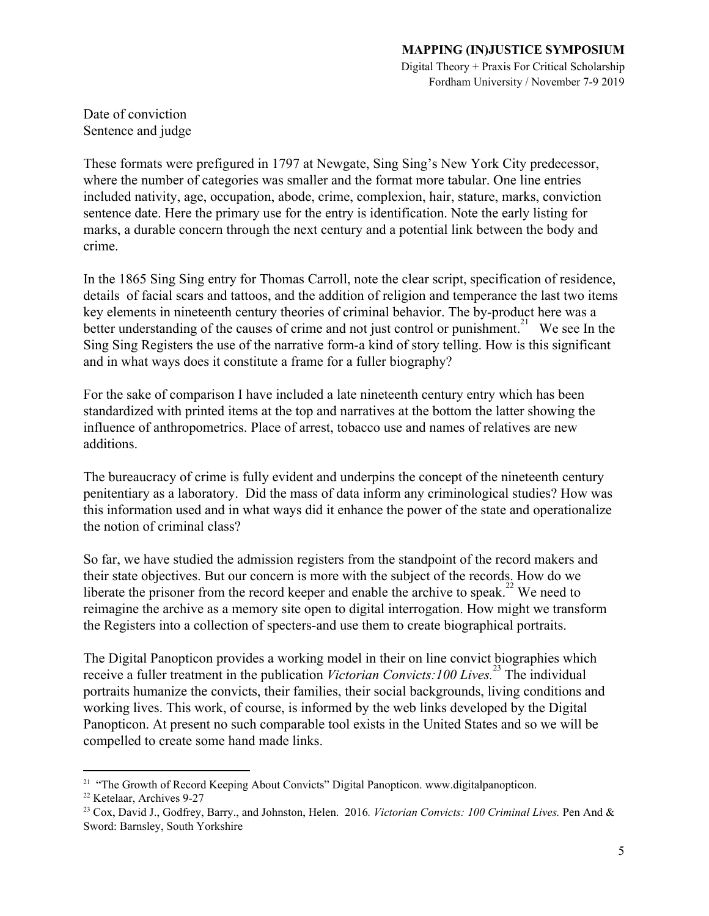Date of conviction
Sentence and judge

These formats were prefigured in 1797 at Newgate, Sing Sing's New York City predecessor, where the number of categories was smaller and the format more tabular. One line entries included nativity, age, occupation, abode, crime, complexion, hair, stature, marks, conviction sentence date. Here the primary use for the entry is identification. Note the early listing for marks, a durable concern through the next century and a potential link between the body and crime.

In the 1865 Sing Sing entry for Thomas Carroll, note the clear script, specification of residence, details of facial scars and tattoos, and the addition of religion and temperance the last two items key elements in nineteenth century theories of criminal behavior. The by-product here was a better understanding of the causes of crime and not just control or punishment.[21] We see In the Sing Sing Registers the use of the narrative form-a kind of story telling. How is this significant and in what ways does it constitute a frame for a fuller biography?

For the sake of comparison I have included a late nineteenth century entry which has been standardized with printed items at the top and narratives at the bottom the latter showing the influence of anthropometrics. Place of arrest, tobacco use and names of relatives are new additions.

The bureaucracy of crime is fully evident and underpins the concept of the nineteenth century penitentiary as a laboratory. Did the mass of data inform any criminological studies? How was this information used and in what ways did it enhance the power of the state and operationalize the notion of criminal class?

So far, we have studied the admission registers from the standpoint of the record makers and their state objectives. But our concern is more with the subject of the records. How do we liberate the prisoner from the record keeper and enable the archive to speak.[22] We need to reimagine the archive as a memory site open to digital interrogation. How might we transform the Registers into a collection of specters-and use them to create biographical portraits.

The Digital Panopticon provides a working model in their on line convict biographies which receive a fuller treatment in the publication *Victorian Convicts:100 Lives.*[23] The individual portraits humanize the convicts, their families, their social backgrounds, living conditions and working lives. This work, of course, is informed by the web links developed by the Digital Panopticon. At present no such comparable tool exists in the United States and so we will be compelled to create some hand made links.

---

[21] "The Growth of Record Keeping About Convicts" Digital Panopticon. www.digitalpanopticon.

[22] Ketelaar, Archives 9-27

[23] Cox, David J., Godfrey, Barry., and Johnston, Helen. 2016. *Victorian Convicts: 100 Criminal Lives.* Pen And & Sword: Barnsley, South Yorkshire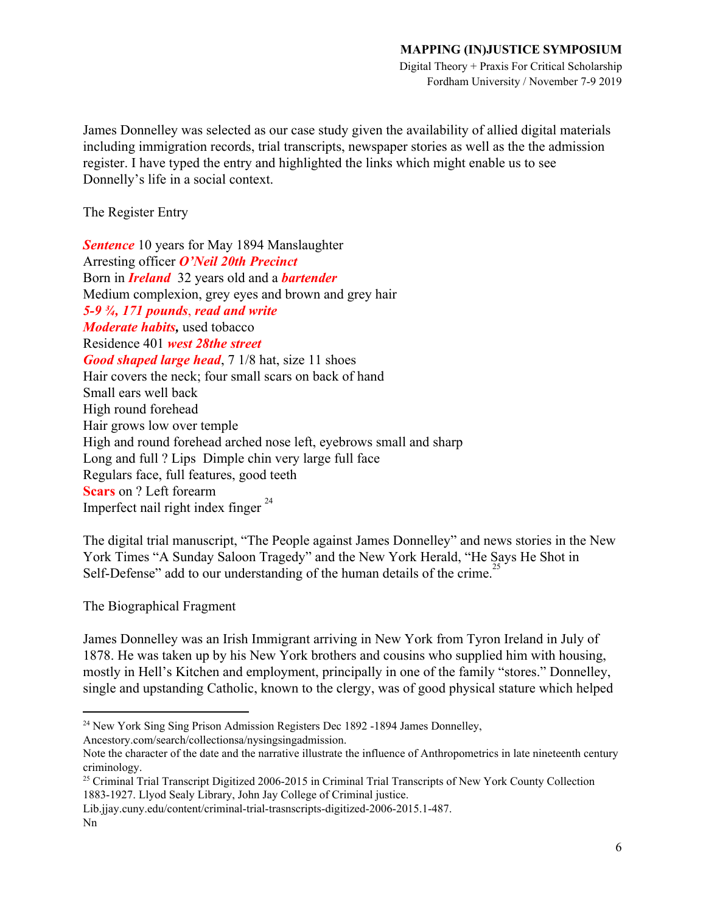James Donnelley was selected as our case study given the availability of allied digital materials including immigration records, trial transcripts, newspaper stories as well as the the admission register. I have typed the entry and highlighted the links which might enable us to see Donnelly's life in a social context.

The Register Entry

***Sentence*** 10 years for May 1894 Manslaughter
Arresting officer ***O'Neil 20th Precinct***
Born in ***Ireland*** 32 years old and a ***bartender***
Medium complexion, grey eyes and brown and grey hair
***5-9 ¾, 171 pounds***, ***read and write***
***Moderate habits,*** used tobacco
Residence 401 ***west 28the street***
***Good shaped large head***, 7 1/8 hat, size 11 shoes
Hair covers the neck; four small scars on back of hand
Small ears well back
High round forehead
Hair grows low over temple
High and round forehead arched nose left, eyebrows small and sharp
Long and full ? Lips Dimple chin very large full face
Regulars face, full features, good teeth
**Scars** on ? Left forearm
Imperfect nail right index finger [24]

The digital trial manuscript, "The People against James Donnelley" and news stories in the New York Times "A Sunday Saloon Tragedy" and the New York Herald, "He Says He Shot in Self-Defense" add to our understanding of the human details of the crime.[25]

The Biographical Fragment

James Donnelley was an Irish Immigrant arriving in New York from Tyron Ireland in July of 1878. He was taken up by his New York brothers and cousins who supplied him with housing, mostly in Hell's Kitchen and employment, principally in one of the family "stores." Donnelley, single and upstanding Catholic, known to the clergy, was of good physical stature which helped

---

[24] New York Sing Sing Prison Admission Registers Dec 1892 -1894 James Donnelley, Ancestory.com/search/collectionsa/nysingsingadmission.
Note the character of the date and the narrative illustrate the influence of Anthropometrics in late nineteenth century criminology.

[25] Criminal Trial Transcript Digitized 2006-2015 in Criminal Trial Transcripts of New York County Collection 1883-1927. Llyod Sealy Library, John Jay College of Criminal justice.
Lib.jjay.cuny.edu/content/criminal-trial-trasnscripts-digitized-2006-2015.1-487.
Nn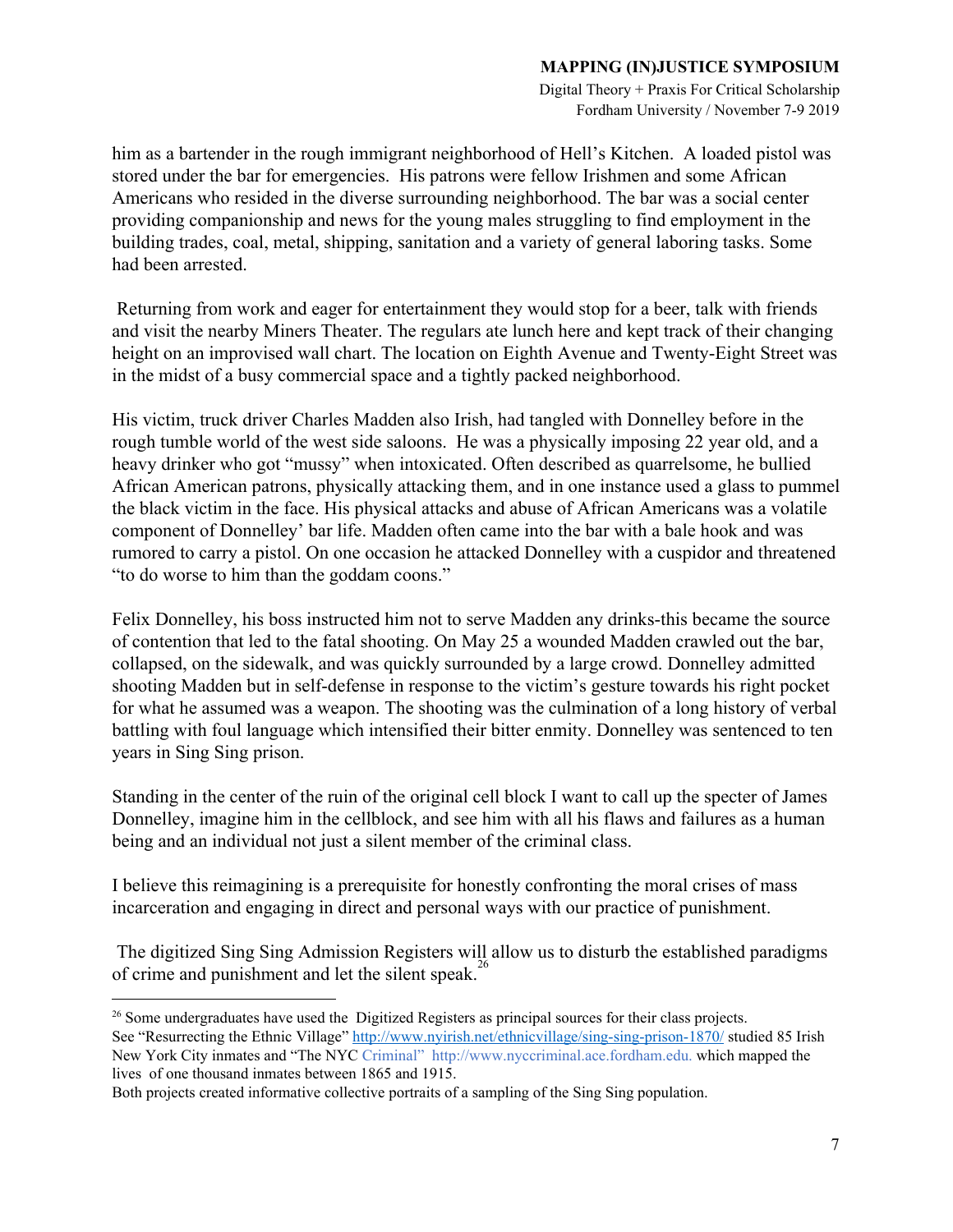him as a bartender in the rough immigrant neighborhood of Hell's Kitchen. A loaded pistol was stored under the bar for emergencies. His patrons were fellow Irishmen and some African Americans who resided in the diverse surrounding neighborhood. The bar was a social center providing companionship and news for the young males struggling to find employment in the building trades, coal, metal, shipping, sanitation and a variety of general laboring tasks. Some had been arrested.

Returning from work and eager for entertainment they would stop for a beer, talk with friends and visit the nearby Miners Theater. The regulars ate lunch here and kept track of their changing height on an improvised wall chart. The location on Eighth Avenue and Twenty-Eight Street was in the midst of a busy commercial space and a tightly packed neighborhood.

His victim, truck driver Charles Madden also Irish, had tangled with Donnelley before in the rough tumble world of the west side saloons. He was a physically imposing 22 year old, and a heavy drinker who got "mussy" when intoxicated. Often described as quarrelsome, he bullied African American patrons, physically attacking them, and in one instance used a glass to pummel the black victim in the face. His physical attacks and abuse of African Americans was a volatile component of Donnelley' bar life. Madden often came into the bar with a bale hook and was rumored to carry a pistol. On one occasion he attacked Donnelley with a cuspidor and threatened "to do worse to him than the goddam coons."

Felix Donnelley, his boss instructed him not to serve Madden any drinks-this became the source of contention that led to the fatal shooting. On May 25 a wounded Madden crawled out the bar, collapsed, on the sidewalk, and was quickly surrounded by a large crowd. Donnelley admitted shooting Madden but in self-defense in response to the victim's gesture towards his right pocket for what he assumed was a weapon. The shooting was the culmination of a long history of verbal battling with foul language which intensified their bitter enmity. Donnelley was sentenced to ten years in Sing Sing prison.

Standing in the center of the ruin of the original cell block I want to call up the specter of James Donnelley, imagine him in the cellblock, and see him with all his flaws and failures as a human being and an individual not just a silent member of the criminal class.

I believe this reimagining is a prerequisite for honestly confronting the moral crises of mass incarceration and engaging in direct and personal ways with our practice of punishment.

The digitized Sing Sing Admission Registers will allow us to disturb the established paradigms of crime and punishment and let the silent speak.[26]

---

[26] Some undergraduates have used the Digitized Registers as principal sources for their class projects. See "Resurrecting the Ethnic Village" http://www.nyirish.net/ethnicvillage/sing-sing-prison-1870/ studied 85 Irish New York City inmates and "The NYC Criminal" http://www.nyccriminal.ace.fordham.edu. which mapped the lives of one thousand inmates between 1865 and 1915.
Both projects created informative collective portraits of a sampling of the Sing Sing population.